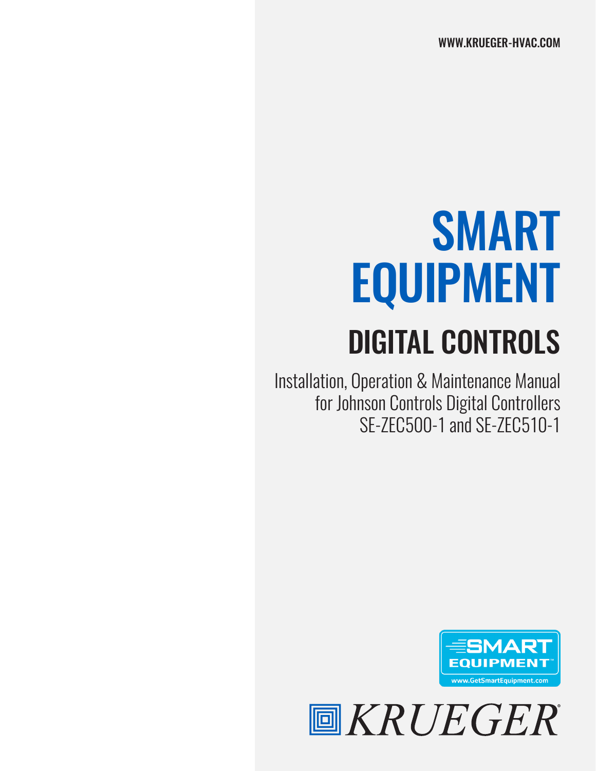WWW.KRUEGER-HVAC.COM

# SMART EQUIPMENT

## DIGITAL CONTROLS

Installation, Operation & Maintenance Manual for Johnson Controls Digital Controllers SE-ZEC500-1 and SE-ZEC510-1

SMART EQUIPMENT™

www.GetSmartEquipment.com

KRUEGER®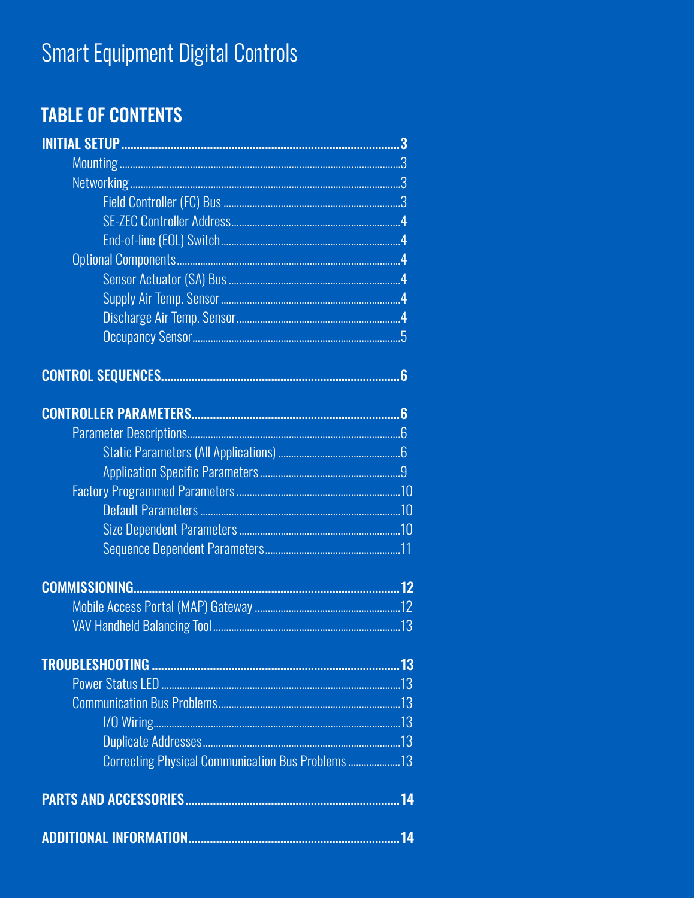# Smart Equipment Digital Controls

## TABLE OF CONTENTS

**INITIAL SETUP** .......... **3**
- Mounting .......... 3
- Networking .......... 3
  - Field Controller (FC) Bus .......... 3
  - SE-ZEC Controller Address .......... 4
  - End-of-line (EOL) Switch .......... 4
- Optional Components .......... 4
  - Sensor Actuator (SA) Bus .......... 4
  - Supply Air Temp. Sensor .......... 4
  - Discharge Air Temp. Sensor .......... 4
  - Occupancy Sensor .......... 5

**CONTROL SEQUENCES** .......... **6**

**CONTROLLER PARAMETERS** .......... **6**
- Parameter Descriptions .......... 6
  - Static Parameters (All Applications) .......... 6
  - Application Specific Parameters .......... 9
- Factory Programmed Parameters .......... 10
  - Default Parameters .......... 10
  - Size Dependent Parameters .......... 10
  - Sequence Dependent Parameters .......... 11

**COMMISSIONING** .......... **12**
- Mobile Access Portal (MAP) Gateway .......... 12
- VAV Handheld Balancing Tool .......... 13

**TROUBLESHOOTING** .......... **13**
- Power Status LED .......... 13
- Communication Bus Problems .......... 13
  - I/O Wiring .......... 13
  - Duplicate Addresses .......... 13
  - Correcting Physical Communication Bus Problems .......... 13

**PARTS AND ACCESSORIES** .......... **14**

**ADDITIONAL INFORMATION** .......... **14**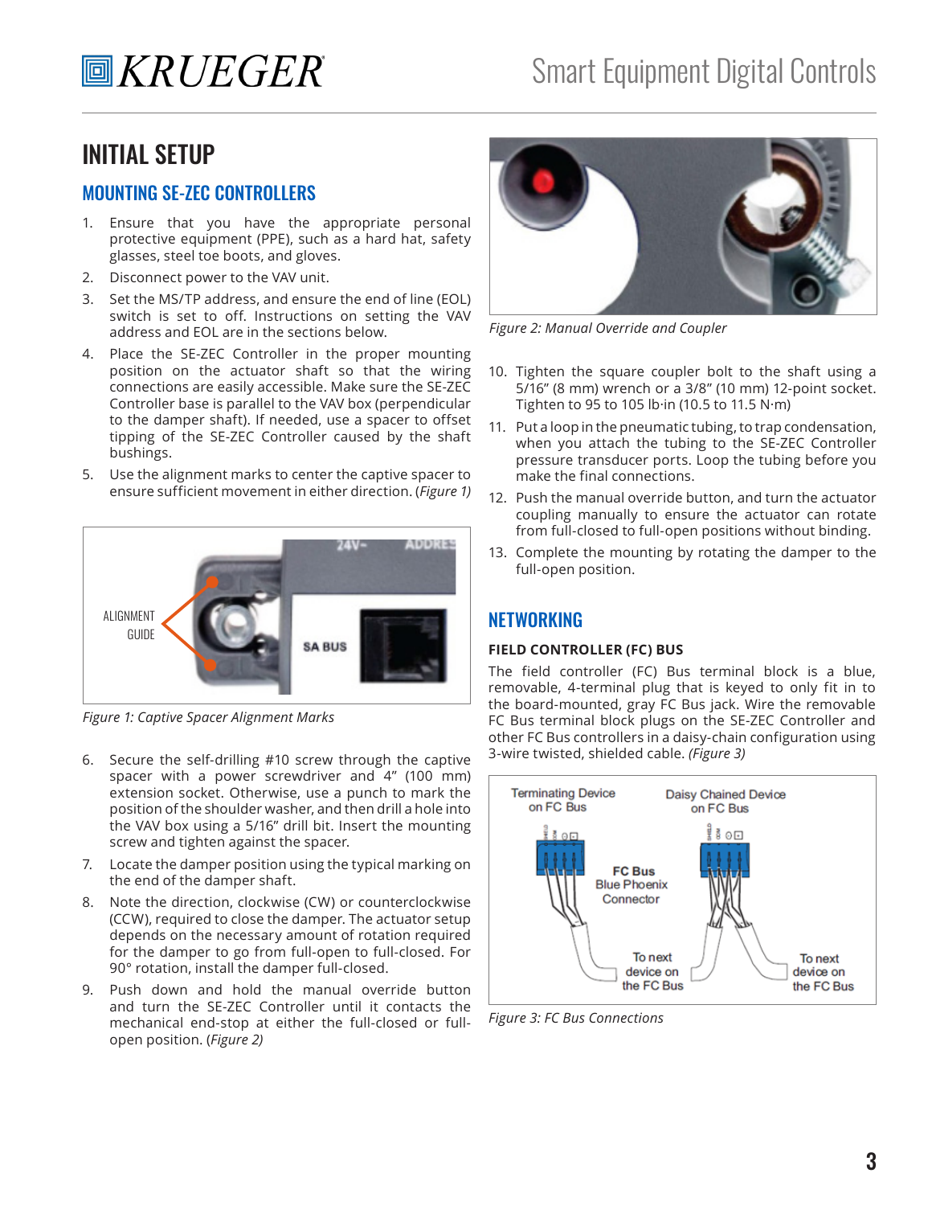# INITIAL SETUP

## MOUNTING SE-ZEC CONTROLLERS

1. Ensure that you have the appropriate personal protective equipment (PPE), such as a hard hat, safety glasses, steel toe boots, and gloves.
2. Disconnect power to the VAV unit.
3. Set the MS/TP address, and ensure the end of line (EOL) switch is set to off. Instructions on setting the VAV address and EOL are in the sections below.
4. Place the SE-ZEC Controller in the proper mounting position on the actuator shaft so that the wiring connections are easily accessible. Make sure the SE-ZEC Controller base is parallel to the VAV box (perpendicular to the damper shaft). If needed, use a spacer to offset tipping of the SE-ZEC Controller caused by the shaft bushings.
5. Use the alignment marks to center the captive spacer to ensure sufficient movement in either direction. (*Figure 1*)

*Figure 1: Captive Spacer Alignment Marks*

6. Secure the self-drilling #10 screw through the captive spacer with a power screwdriver and 4" (100 mm) extension socket. Otherwise, use a punch to mark the position of the shoulder washer, and then drill a hole into the VAV box using a 5/16" drill bit. Insert the mounting screw and tighten against the spacer.
7. Locate the damper position using the typical marking on the end of the damper shaft.
8. Note the direction, clockwise (CW) or counterclockwise (CCW), required to close the damper. The actuator setup depends on the necessary amount of rotation required for the damper to go from full-open to full-closed. For 90° rotation, install the damper full-closed.
9. Push down and hold the manual override button and turn the SE-ZEC Controller until it contacts the mechanical end-stop at either the full-closed or full-open position. (*Figure 2*)

*Figure 2: Manual Override and Coupler*

10. Tighten the square coupler bolt to the shaft using a 5/16" (8 mm) wrench or a 3/8" (10 mm) 12-point socket. Tighten to 95 to 105 lb·in (10.5 to 11.5 N·m)
11. Put a loop in the pneumatic tubing, to trap condensation, when you attach the tubing to the SE-ZEC Controller pressure transducer ports. Loop the tubing before you make the final connections.
12. Push the manual override button, and turn the actuator coupling manually to ensure the actuator can rotate from full-closed to full-open positions without binding.
13. Complete the mounting by rotating the damper to the full-open position.

## NETWORKING

### FIELD CONTROLLER (FC) BUS

The field controller (FC) Bus terminal block is a blue, removable, 4-terminal plug that is keyed to only fit in to the board-mounted, gray FC Bus jack. Wire the removable FC Bus terminal block plugs on the SE-ZEC Controller and other FC Bus controllers in a daisy-chain configuration using 3-wire twisted, shielded cable. *(Figure 3)*

*Figure 3: FC Bus Connections*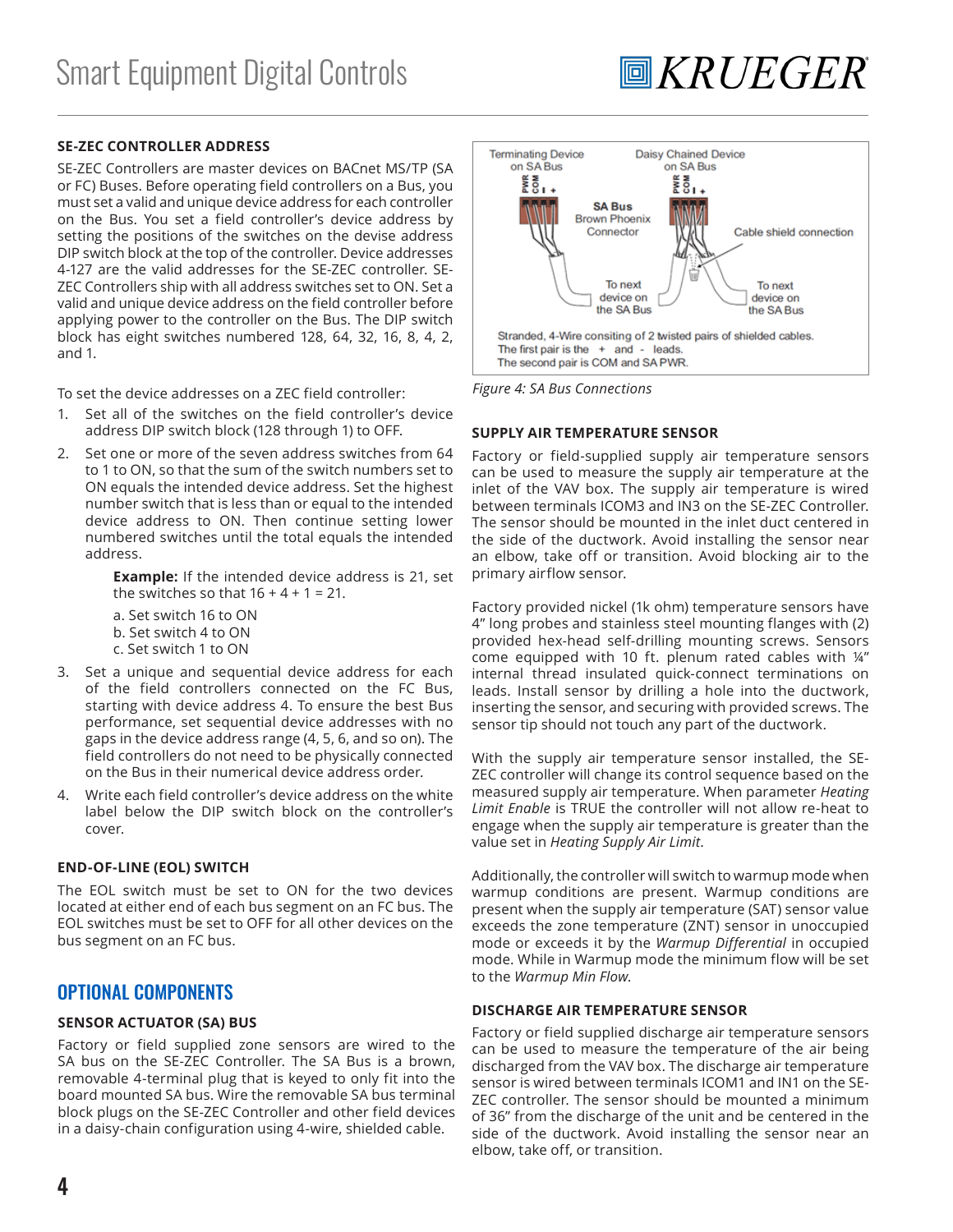### SE-ZEC CONTROLLER ADDRESS

SE-ZEC Controllers are master devices on BACnet MS/TP (SA or FC) Buses. Before operating field controllers on a Bus, you must set a valid and unique device address for each controller on the Bus. You set a field controller's device address by setting the positions of the switches on the devise address DIP switch block at the top of the controller. Device addresses 4-127 are the valid addresses for the SE-ZEC controller. SE-ZEC Controllers ship with all address switches set to ON. Set a valid and unique device address on the field controller before applying power to the controller on the Bus. The DIP switch block has eight switches numbered 128, 64, 32, 16, 8, 4, 2, and 1.

To set the device addresses on a ZEC field controller:

1. Set all of the switches on the field controller's device address DIP switch block (128 through 1) to OFF.
2. Set one or more of the seven address switches from 64 to 1 to ON, so that the sum of the switch numbers set to ON equals the intended device address. Set the highest number switch that is less than or equal to the intended device address to ON. Then continue setting lower numbered switches until the total equals the intended address.

   **Example:** If the intended device address is 21, set the switches so that 16 + 4 + 1 = 21.

   a. Set switch 16 to ON
   b. Set switch 4 to ON
   c. Set switch 1 to ON
3. Set a unique and sequential device address for each of the field controllers connected on the FC Bus, starting with device address 4. To ensure the best Bus performance, set sequential device addresses with no gaps in the device address range (4, 5, 6, and so on). The field controllers do not need to be physically connected on the Bus in their numerical device address order.
4. Write each field controller's device address on the white label below the DIP switch block on the controller's cover.

### END-OF-LINE (EOL) SWITCH

The EOL switch must be set to ON for the two devices located at either end of each bus segment on an FC bus. The EOL switches must be set to OFF for all other devices on the bus segment on an FC bus.

## OPTIONAL COMPONENTS

### SENSOR ACTUATOR (SA) BUS

Factory or field supplied zone sensors are wired to the SA bus on the SE-ZEC Controller. The SA Bus is a brown, removable 4-terminal plug that is keyed to only fit into the board mounted SA bus. Wire the removable SA bus terminal block plugs on the SE-ZEC Controller and other field devices in a daisy-chain configuration using 4-wire, shielded cable.

Terminating Device on SA Bus | Daisy Chained Device on SA Bus | PWR COM - + | SA Bus Brown Phoenix Connector | Cable shield connection | To next device on the SA Bus | To next device on the SA Bus

Stranded, 4-Wire consiting of 2 twisted pairs of shielded cables. The first pair is the + and - leads. The second pair is COM and SA PWR.

*Figure 4: SA Bus Connections*

### SUPPLY AIR TEMPERATURE SENSOR

Factory or field-supplied supply air temperature sensors can be used to measure the supply air temperature at the inlet of the VAV box. The supply air temperature is wired between terminals ICOM3 and IN3 on the SE-ZEC Controller. The sensor should be mounted in the inlet duct centered in the side of the ductwork. Avoid installing the sensor near an elbow, take off or transition. Avoid blocking air to the primary airflow sensor.

Factory provided nickel (1k ohm) temperature sensors have 4" long probes and stainless steel mounting flanges with (2) provided hex-head self-drilling mounting screws. Sensors come equipped with 10 ft. plenum rated cables with ¼" internal thread insulated quick-connect terminations on leads. Install sensor by drilling a hole into the ductwork, inserting the sensor, and securing with provided screws. The sensor tip should not touch any part of the ductwork.

With the supply air temperature sensor installed, the SE-ZEC controller will change its control sequence based on the measured supply air temperature. When parameter *Heating Limit Enable* is TRUE the controller will not allow re-heat to engage when the supply air temperature is greater than the value set in *Heating Supply Air Limit*.

Additionally, the controller will switch to warmup mode when warmup conditions are present. Warmup conditions are present when the supply air temperature (SAT) sensor value exceeds the zone temperature (ZNT) sensor in unoccupied mode or exceeds it by the *Warmup Differential* in occupied mode. While in Warmup mode the minimum flow will be set to the *Warmup Min Flow*.

### DISCHARGE AIR TEMPERATURE SENSOR

Factory or field supplied discharge air temperature sensors can be used to measure the temperature of the air being discharged from the VAV box. The discharge air temperature sensor is wired between terminals ICOM1 and IN1 on the SE-ZEC controller. The sensor should be mounted a minimum of 36" from the discharge of the unit and be centered in the side of the ductwork. Avoid installing the sensor near an elbow, take off, or transition.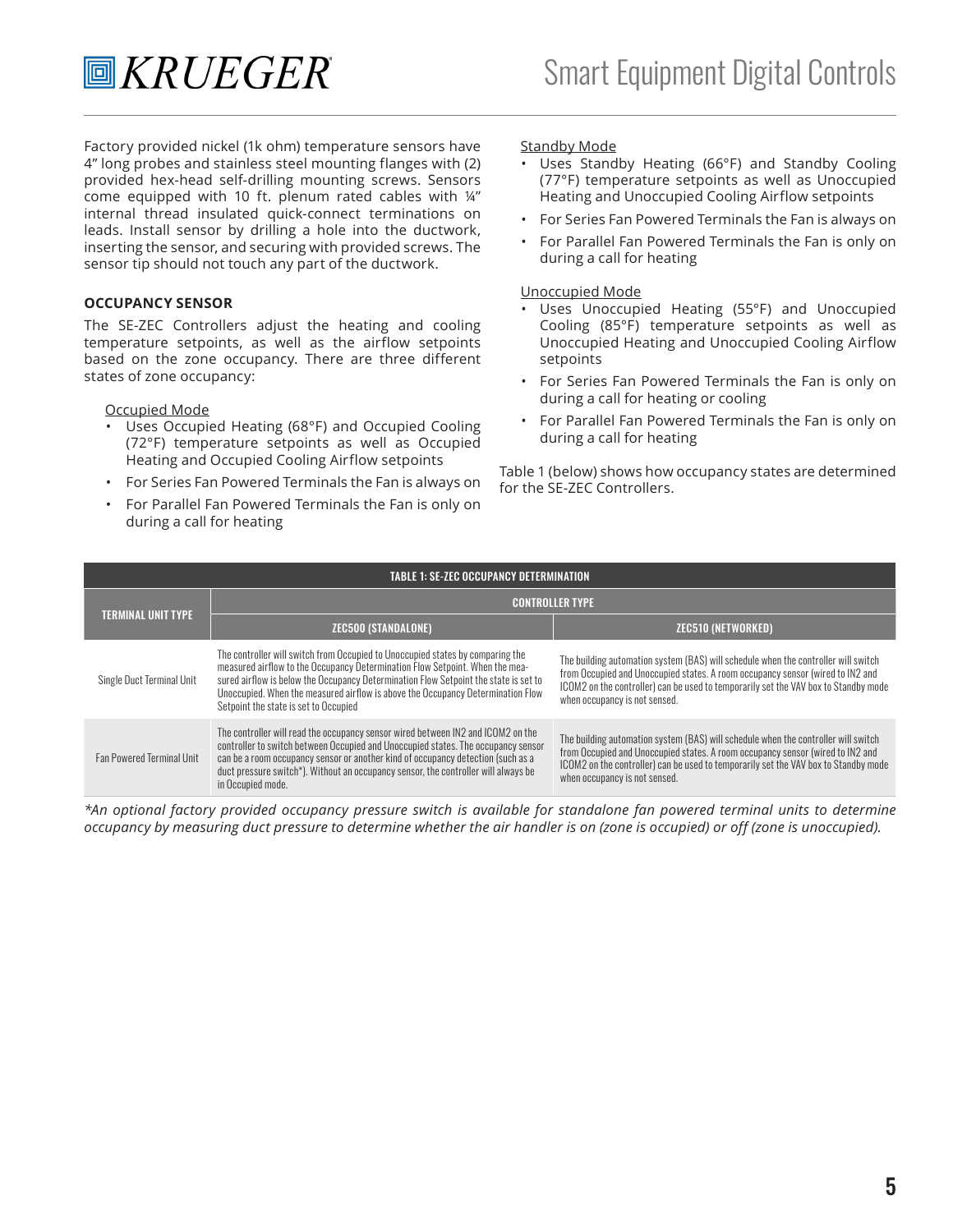Factory provided nickel (1k ohm) temperature sensors have 4" long probes and stainless steel mounting flanges with (2) provided hex-head self-drilling mounting screws. Sensors come equipped with 10 ft. plenum rated cables with ¼" internal thread insulated quick-connect terminations on leads. Install sensor by drilling a hole into the ductwork, inserting the sensor, and securing with provided screws. The sensor tip should not touch any part of the ductwork.

## OCCUPANCY SENSOR

The SE-ZEC Controllers adjust the heating and cooling temperature setpoints, as well as the airflow setpoints based on the zone occupancy. There are three different states of zone occupancy:

Occupied Mode

- Uses Occupied Heating (68°F) and Occupied Cooling (72°F) temperature setpoints as well as Occupied Heating and Occupied Cooling Airflow setpoints
- For Series Fan Powered Terminals the Fan is always on
- For Parallel Fan Powered Terminals the Fan is only on during a call for heating

Standby Mode

- Uses Standby Heating (66°F) and Standby Cooling (77°F) temperature setpoints as well as Unoccupied Heating and Unoccupied Cooling Airflow setpoints
- For Series Fan Powered Terminals the Fan is always on
- For Parallel Fan Powered Terminals the Fan is only on during a call for heating

Unoccupied Mode

- Uses Unoccupied Heating (55°F) and Unoccupied Cooling (85°F) temperature setpoints as well as Unoccupied Heating and Unoccupied Cooling Airflow setpoints
- For Series Fan Powered Terminals the Fan is only on during a call for heating or cooling
- For Parallel Fan Powered Terminals the Fan is only on during a call for heating

Table 1 (below) shows how occupancy states are determined for the SE-ZEC Controllers.

**TABLE 1: SE-ZEC OCCUPANCY DETERMINATION**

| TERMINAL UNIT TYPE | CONTROLLER TYPE | |
|---|---|---|
| | ZEC500 (STANDALONE) | ZEC510 (NETWORKED) |
| Single Duct Terminal Unit | The controller will switch from Occupied to Unoccupied states by comparing the measured airflow to the Occupancy Determination Flow Setpoint. When the measured airflow is below the Occupancy Determination Flow Setpoint the state is set to Unoccupied. When the measured airflow is above the Occupancy Determination Flow Setpoint the state is set to Occupied | The building automation system (BAS) will schedule when the controller will switch from Occupied and Unoccupied states. A room occupancy sensor (wired to IN2 and ICOM2 on the controller) can be used to temporarily set the VAV box to Standby mode when occupancy is not sensed. |
| Fan Powered Terminal Unit | The controller will read the occupancy sensor wired between IN2 and ICOM2 on the controller to switch between Occupied and Unoccupied states. The occupancy sensor can be a room occupancy sensor or another kind of occupancy detection (such as a duct pressure switch*). Without an occupancy sensor, the controller will always be in Occupied mode. | The building automation system (BAS) will schedule when the controller will switch from Occupied and Unoccupied states. A room occupancy sensor (wired to IN2 and ICOM2 on the controller) can be used to temporarily set the VAV box to Standby mode when occupancy is not sensed. |

*\*An optional factory provided occupancy pressure switch is available for standalone fan powered terminal units to determine occupancy by measuring duct pressure to determine whether the air handler is on (zone is occupied) or off (zone is unoccupied).*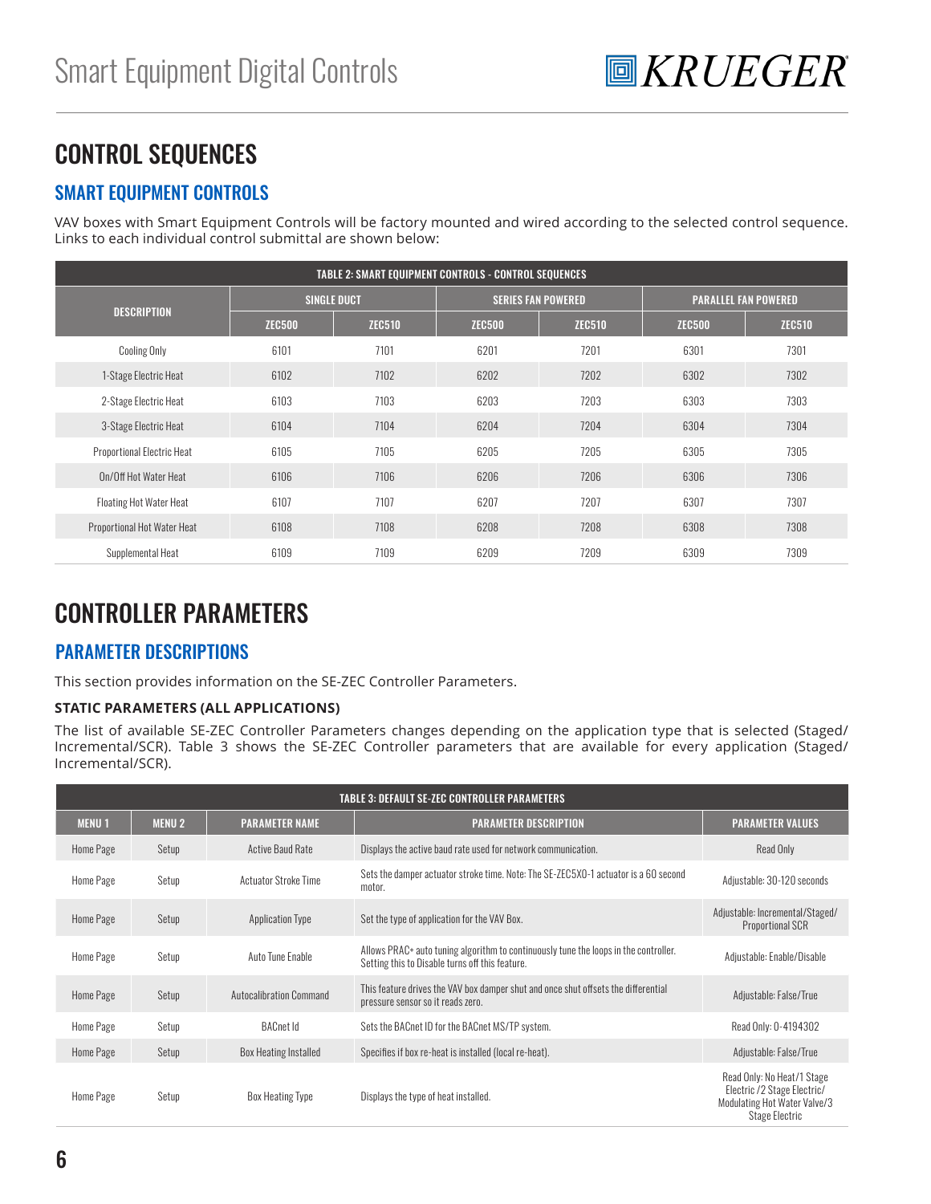# CONTROL SEQUENCES

## SMART EQUIPMENT CONTROLS

VAV boxes with Smart Equipment Controls will be factory mounted and wired according to the selected control sequence. Links to each individual control submittal are shown below:

| TABLE 2: SMART EQUIPMENT CONTROLS - CONTROL SEQUENCES | | | | | | |
|---|---|---|---|---|---|---|
| DESCRIPTION | SINGLE DUCT | | SERIES FAN POWERED | | PARALLEL FAN POWERED | |
| | ZEC500 | ZEC510 | ZEC500 | ZEC510 | ZEC500 | ZEC510 |
| Cooling Only | 6101 | 7101 | 6201 | 7201 | 6301 | 7301 |
| 1-Stage Electric Heat | 6102 | 7102 | 6202 | 7202 | 6302 | 7302 |
| 2-Stage Electric Heat | 6103 | 7103 | 6203 | 7203 | 6303 | 7303 |
| 3-Stage Electric Heat | 6104 | 7104 | 6204 | 7204 | 6304 | 7304 |
| Proportional Electric Heat | 6105 | 7105 | 6205 | 7205 | 6305 | 7305 |
| On/Off Hot Water Heat | 6106 | 7106 | 6206 | 7206 | 6306 | 7306 |
| Floating Hot Water Heat | 6107 | 7107 | 6207 | 7207 | 6307 | 7307 |
| Proportional Hot Water Heat | 6108 | 7108 | 6208 | 7208 | 6308 | 7308 |
| Supplemental Heat | 6109 | 7109 | 6209 | 7209 | 6309 | 7309 |

# CONTROLLER PARAMETERS

## PARAMETER DESCRIPTIONS

This section provides information on the SE-ZEC Controller Parameters.

**STATIC PARAMETERS (ALL APPLICATIONS)**

The list of available SE-ZEC Controller Parameters changes depending on the application type that is selected (Staged/Incremental/SCR). Table 3 shows the SE-ZEC Controller parameters that are available for every application (Staged/Incremental/SCR).

| TABLE 3: DEFAULT SE-ZEC CONTROLLER PARAMETERS | | | | |
|---|---|---|---|---|
| MENU 1 | MENU 2 | PARAMETER NAME | PARAMETER DESCRIPTION | PARAMETER VALUES |
| Home Page | Setup | Active Baud Rate | Displays the active baud rate used for network communication. | Read Only |
| Home Page | Setup | Actuator Stroke Time | Sets the damper actuator stroke time. Note: The SE-ZEC5X0-1 actuator is a 60 second motor. | Adjustable: 30-120 seconds |
| Home Page | Setup | Application Type | Set the type of application for the VAV Box. | Adjustable: Incremental/Staged/Proportional SCR |
| Home Page | Setup | Auto Tune Enable | Allows PRAC+ auto tuning algorithm to continuously tune the loops in the controller. Setting this to Disable turns off this feature. | Adjustable: Enable/Disable |
| Home Page | Setup | Autocalibration Command | This feature drives the VAV box damper shut and once shut offsets the differential pressure sensor so it reads zero. | Adjustable: False/True |
| Home Page | Setup | BACnet Id | Sets the BACnet ID for the BACnet MS/TP system. | Read Only: 0-4194302 |
| Home Page | Setup | Box Heating Installed | Specifies if box re-heat is installed (local re-heat). | Adjustable: False/True |
| Home Page | Setup | Box Heating Type | Displays the type of heat installed. | Read Only: No Heat/1 Stage Electric /2 Stage Electric/Modulating Hot Water Valve/3 Stage Electric |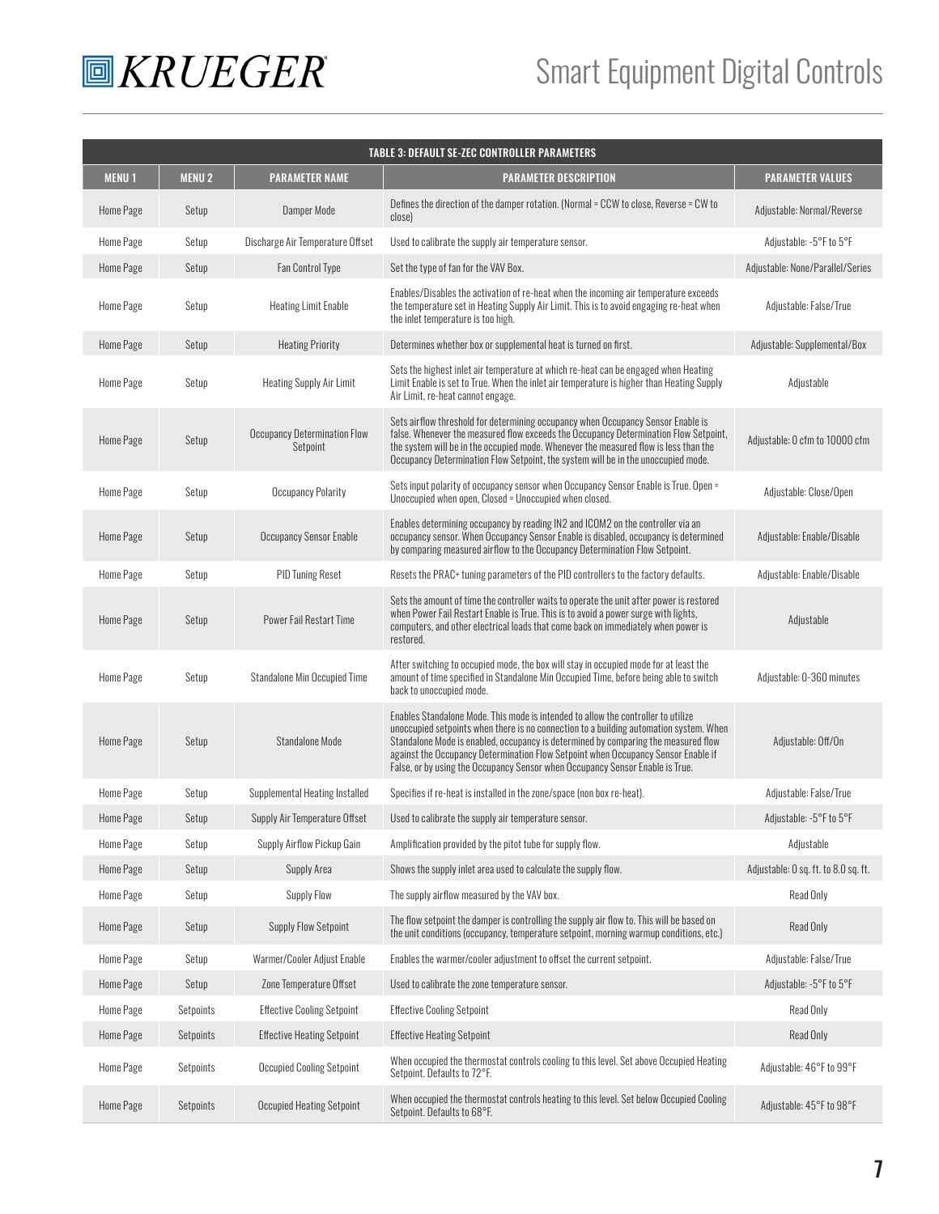| TABLE 3: DEFAULT SE-ZEC CONTROLLER PARAMETERS | | | | |
|---|---|---|---|---|
| **MENU 1** | **MENU 2** | **PARAMETER NAME** | **PARAMETER DESCRIPTION** | **PARAMETER VALUES** |
| Home Page | Setup | Damper Mode | Defines the direction of the damper rotation. (Normal = CCW to close, Reverse = CW to close) | Adjustable: Normal/Reverse |
| Home Page | Setup | Discharge Air Temperature Offset | Used to calibrate the supply air temperature sensor. | Adjustable: -5°F to 5°F |
| Home Page | Setup | Fan Control Type | Set the type of fan for the VAV Box. | Adjustable: None/Parallel/Series |
| Home Page | Setup | Heating Limit Enable | Enables/Disables the activation of re-heat when the incoming air temperature exceeds the temperature set in Heating Supply Air Limit. This is to avoid engaging re-heat when the inlet temperature is too high. | Adjustable: False/True |
| Home Page | Setup | Heating Priority | Determines whether box or supplemental heat is turned on first. | Adjustable: Supplemental/Box |
| Home Page | Setup | Heating Supply Air Limit | Sets the highest inlet air temperature at which re-heat can be engaged when Heating Limit Enable is set to True. When the inlet air temperature is higher than Heating Supply Air Limit, re-heat cannot engage. | Adjustable |
| Home Page | Setup | Occupancy Determination Flow Setpoint | Sets airflow threshold for determining occupancy when Occupancy Sensor Enable is false. Whenever the measured flow exceeds the Occupancy Determination Flow Setpoint, the system will be in the occupied mode. Whenever the measured flow is less than the Occupancy Determination Flow Setpoint, the system will be in the unoccupied mode. | Adjustable: 0 cfm to 10000 cfm |
| Home Page | Setup | Occupancy Polarity | Sets input polarity of occupancy sensor when Occupancy Sensor Enable is True. Open = Unoccupied when open, Closed = Unoccupied when closed. | Adjustable: Close/Open |
| Home Page | Setup | Occupancy Sensor Enable | Enables determining occupancy by reading IN2 and ICOM2 on the controller via an occupancy sensor. When Occupancy Sensor Enable is disabled, occupancy is determined by comparing measured airflow to the Occupancy Determination Flow Setpoint. | Adjustable: Enable/Disable |
| Home Page | Setup | PID Tuning Reset | Resets the PRAC+ tuning parameters of the PID controllers to the factory defaults. | Adjustable: Enable/Disable |
| Home Page | Setup | Power Fail Restart Time | Sets the amount of time the controller waits to operate the unit after power is restored when Power Fail Restart Enable is True. This is to avoid a power surge with lights, computers, and other electrical loads that come back on immediately when power is restored. | Adjustable |
| Home Page | Setup | Standalone Min Occupied Time | After switching to occupied mode, the box will stay in occupied mode for at least the amount of time specified in Standalone Min Occupied Time, before being able to switch back to unoccupied mode. | Adjustable: 0-360 minutes |
| Home Page | Setup | Standalone Mode | Enables Standalone Mode. This mode is intended to allow the controller to utilize unoccupied setpoints when there is no connection to a building automation system. When Standalone Mode is enabled, occupancy is determined by comparing the measured flow against the Occupancy Determination Flow Setpoint when Occupancy Sensor Enable if False, or by using the Occupancy Sensor when Occupancy Sensor Enable is True. | Adjustable: Off/On |
| Home Page | Setup | Supplemental Heating Installed | Specifies if re-heat is installed in the zone/space (non box re-heat). | Adjustable: False/True |
| Home Page | Setup | Supply Air Temperature Offset | Used to calibrate the supply air temperature sensor. | Adjustable: -5°F to 5°F |
| Home Page | Setup | Supply Airflow Pickup Gain | Amplification provided by the pitot tube for supply flow. | Adjustable |
| Home Page | Setup | Supply Area | Shows the supply inlet area used to calculate the supply flow. | Adjustable: 0 sq. ft. to 8.0 sq. ft. |
| Home Page | Setup | Supply Flow | The supply airflow measured by the VAV box. | Read Only |
| Home Page | Setup | Supply Flow Setpoint | The flow setpoint the damper is controlling the supply air flow to. This will be based on the unit conditions (occupancy, temperature setpoint, morning warmup conditions, etc.) | Read Only |
| Home Page | Setup | Warmer/Cooler Adjust Enable | Enables the warmer/cooler adjustment to offset the current setpoint. | Adjustable: False/True |
| Home Page | Setup | Zone Temperature Offset | Used to calibrate the zone temperature sensor. | Adjustable: -5°F to 5°F |
| Home Page | Setpoints | Effective Cooling Setpoint | Effective Cooling Setpoint | Read Only |
| Home Page | Setpoints | Effective Heating Setpoint | Effective Heating Setpoint | Read Only |
| Home Page | Setpoints | Occupied Cooling Setpoint | When occupied the thermostat controls cooling to this level. Set above Occupied Heating Setpoint. Defaults to 72°F. | Adjustable: 46°F to 99°F |
| Home Page | Setpoints | Occupied Heating Setpoint | When occupied the thermostat controls heating to this level. Set below Occupied Cooling Setpoint. Defaults to 68°F. | Adjustable: 45°F to 98°F |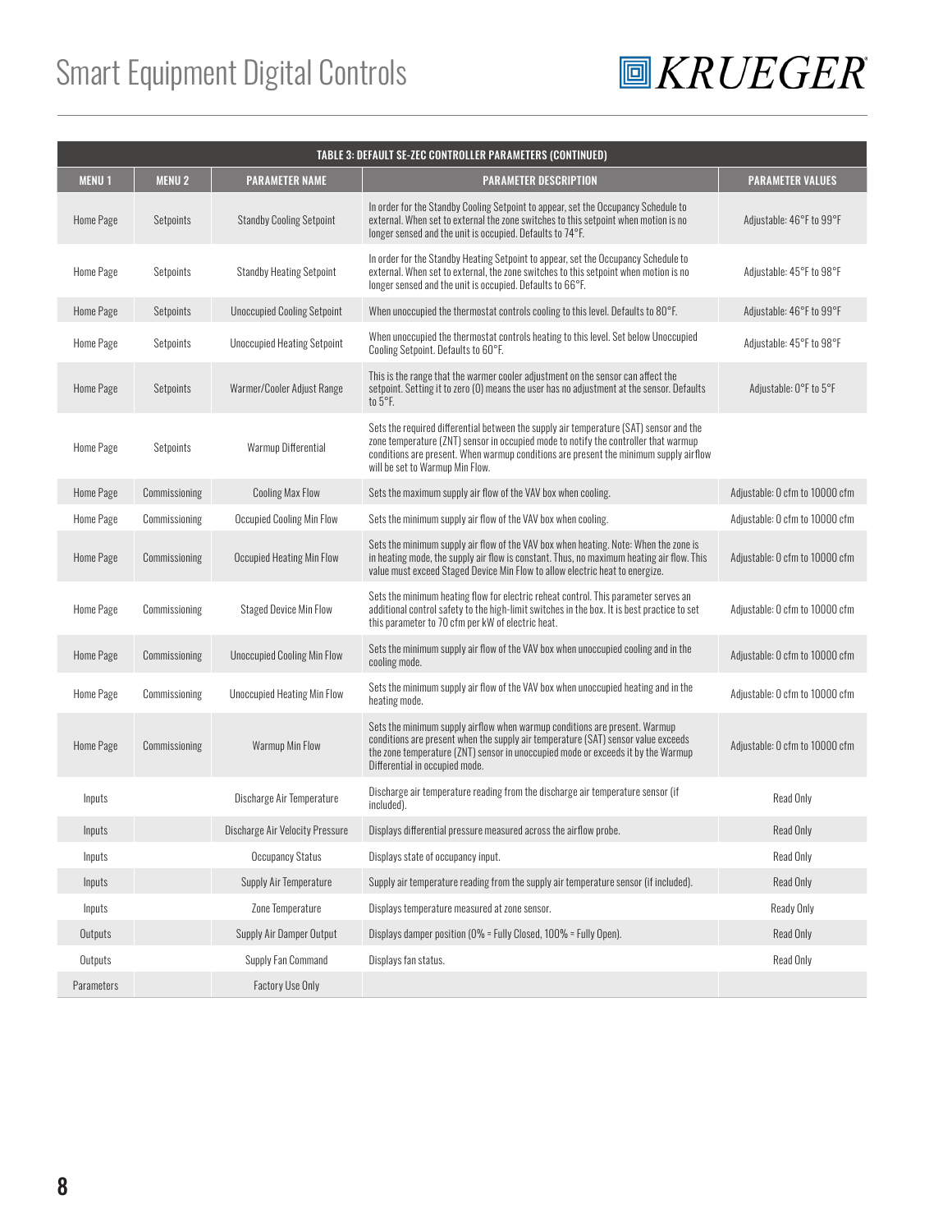| TABLE 3: DEFAULT SE-ZEC CONTROLLER PARAMETERS (CONTINUED) | | | | |
|---|---|---|---|---|
| **MENU 1** | **MENU 2** | **PARAMETER NAME** | **PARAMETER DESCRIPTION** | **PARAMETER VALUES** |
| Home Page | Setpoints | Standby Cooling Setpoint | In order for the Standby Cooling Setpoint to appear, set the Occupancy Schedule to external. When set to external the zone switches to this setpoint when motion is no longer sensed and the unit is occupied. Defaults to 74°F. | Adjustable: 46°F to 99°F |
| Home Page | Setpoints | Standby Heating Setpoint | In order for the Standby Heating Setpoint to appear, set the Occupancy Schedule to external. When set to external, the zone switches to this setpoint when motion is no longer sensed and the unit is occupied. Defaults to 66°F. | Adjustable: 45°F to 98°F |
| Home Page | Setpoints | Unoccupied Cooling Setpoint | When unoccupied the thermostat controls cooling to this level. Defaults to 80°F. | Adjustable: 46°F to 99°F |
| Home Page | Setpoints | Unoccupied Heating Setpoint | When unoccupied the thermostat controls heating to this level. Set below Unoccupied Cooling Setpoint. Defaults to 60°F. | Adjustable: 45°F to 98°F |
| Home Page | Setpoints | Warmer/Cooler Adjust Range | This is the range that the warmer cooler adjustment on the sensor can affect the setpoint. Setting it to zero (0) means the user has no adjustment at the sensor. Defaults to 5°F. | Adjustable: 0°F to 5°F |
| Home Page | Setpoints | Warmup Differential | Sets the required differential between the supply air temperature (SAT) sensor and the zone temperature (ZNT) sensor in occupied mode to notify the controller that warmup conditions are present. When warmup conditions are present the minimum supply airflow will be set to Warmup Min Flow. | |
| Home Page | Commissioning | Cooling Max Flow | Sets the maximum supply air flow of the VAV box when cooling. | Adjustable: 0 cfm to 10000 cfm |
| Home Page | Commissioning | Occupied Cooling Min Flow | Sets the minimum supply air flow of the VAV box when cooling. | Adjustable: 0 cfm to 10000 cfm |
| Home Page | Commissioning | Occupied Heating Min Flow | Sets the minimum supply air flow of the VAV box when heating. Note: When the zone is in heating mode, the supply air flow is constant. Thus, no maximum heating air flow. This value must exceed Staged Device Min Flow to allow electric heat to energize. | Adjustable: 0 cfm to 10000 cfm |
| Home Page | Commissioning | Staged Device Min Flow | Sets the minimum heating flow for electric reheat control. This parameter serves an additional control safety to the high-limit switches in the box. It is best practice to set this parameter to 70 cfm per kW of electric heat. | Adjustable: 0 cfm to 10000 cfm |
| Home Page | Commissioning | Unoccupied Cooling Min Flow | Sets the minimum supply air flow of the VAV box when unoccupied cooling and in the cooling mode. | Adjustable: 0 cfm to 10000 cfm |
| Home Page | Commissioning | Unoccupied Heating Min Flow | Sets the minimum supply air flow of the VAV box when unoccupied heating and in the heating mode. | Adjustable: 0 cfm to 10000 cfm |
| Home Page | Commissioning | Warmup Min Flow | Sets the minimum supply airflow when warmup conditions are present. Warmup conditions are present when the supply air temperature (SAT) sensor value exceeds the zone temperature (ZNT) sensor in unoccupied mode or exceeds it by the Warmup Differential in occupied mode. | Adjustable: 0 cfm to 10000 cfm |
| Inputs | | Discharge Air Temperature | Discharge air temperature reading from the discharge air temperature sensor (if included). | Read Only |
| Inputs | | Discharge Air Velocity Pressure | Displays differential pressure measured across the airflow probe. | Read Only |
| Inputs | | Occupancy Status | Displays state of occupancy input. | Read Only |
| Inputs | | Supply Air Temperature | Supply air temperature reading from the supply air temperature sensor (if included). | Read Only |
| Inputs | | Zone Temperature | Displays temperature measured at zone sensor. | Ready Only |
| Outputs | | Supply Air Damper Output | Displays damper position (0% = Fully Closed, 100% = Fully Open). | Read Only |
| Outputs | | Supply Fan Command | Displays fan status. | Read Only |
| Parameters | | Factory Use Only | | |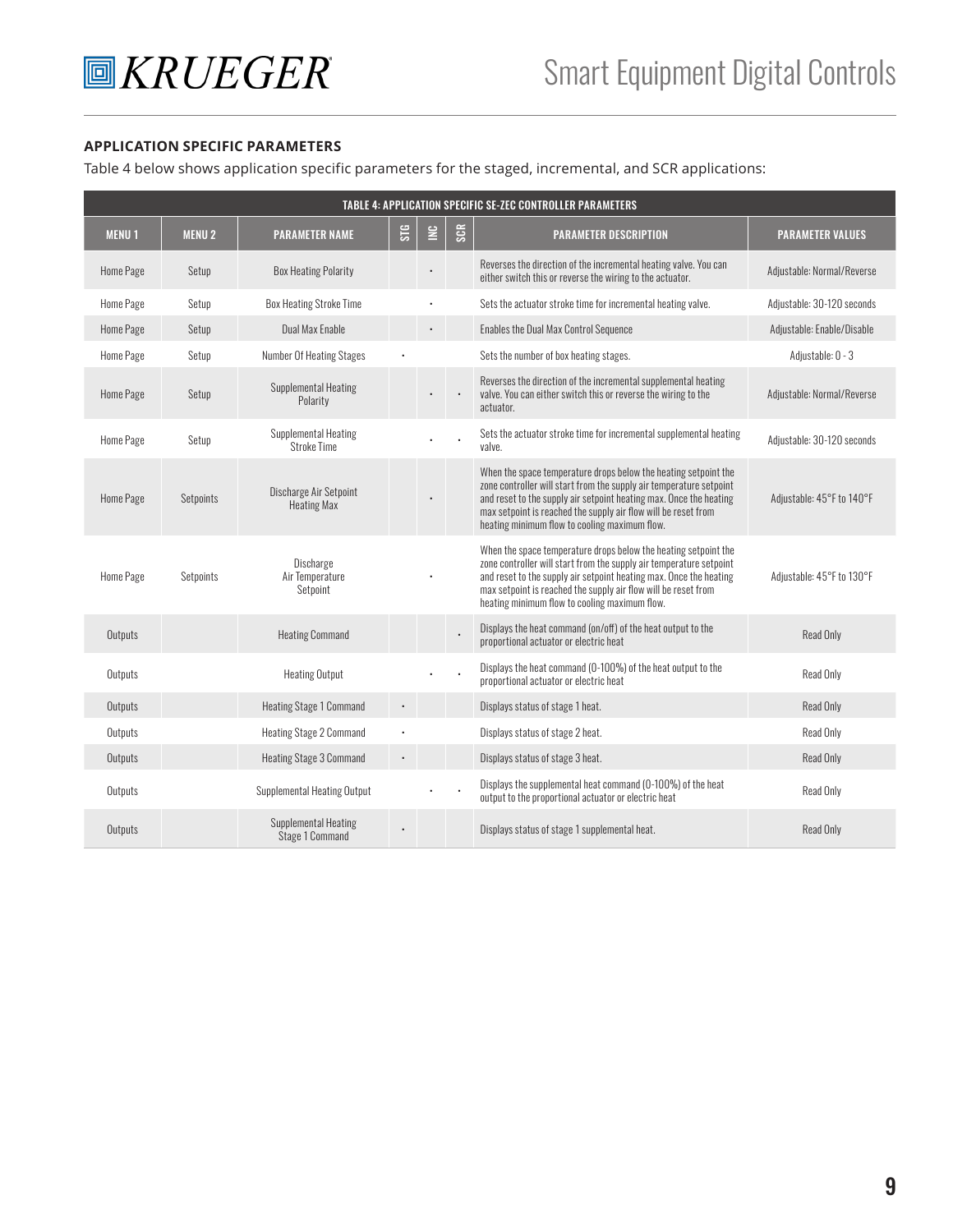#### APPLICATION SPECIFIC PARAMETERS

Table 4 below shows application specific parameters for the staged, incremental, and SCR applications:

| TABLE 4: APPLICATION SPECIFIC SE-ZEC CONTROLLER PARAMETERS | | | | | | | |
|---|---|---|---|---|---|---|---|
| MENU 1 | MENU 2 | PARAMETER NAME | STG | INC | SCR | PARAMETER DESCRIPTION | PARAMETER VALUES |
| Home Page | Setup | Box Heating Polarity | | • | | Reverses the direction of the incremental heating valve. You can either switch this or reverse the wiring to the actuator. | Adjustable: Normal/Reverse |
| Home Page | Setup | Box Heating Stroke Time | | • | | Sets the actuator stroke time for incremental heating valve. | Adjustable: 30-120 seconds |
| Home Page | Setup | Dual Max Enable | | • | | Enables the Dual Max Control Sequence | Adjustable: Enable/Disable |
| Home Page | Setup | Number Of Heating Stages | • | | | Sets the number of box heating stages. | Adjustable: 0 - 3 |
| Home Page | Setup | Supplemental Heating Polarity | | • | • | Reverses the direction of the incremental supplemental heating valve. You can either switch this or reverse the wiring to the actuator. | Adjustable: Normal/Reverse |
| Home Page | Setup | Supplemental Heating Stroke Time | | • | • | Sets the actuator stroke time for incremental supplemental heating valve. | Adjustable: 30-120 seconds |
| Home Page | Setpoints | Discharge Air Setpoint Heating Max | | • | | When the space temperature drops below the heating setpoint the zone controller will start from the supply air temperature setpoint and reset to the supply air setpoint heating max. Once the heating max setpoint is reached the supply air flow will be reset from heating minimum flow to cooling maximum flow. | Adjustable: 45°F to 140°F |
| Home Page | Setpoints | Discharge Air Temperature Setpoint | | • | | When the space temperature drops below the heating setpoint the zone controller will start from the supply air temperature setpoint and reset to the supply air setpoint heating max. Once the heating max setpoint is reached the supply air flow will be reset from heating minimum flow to cooling maximum flow. | Adjustable: 45°F to 130°F |
| Outputs | | Heating Command | | | • | Displays the heat command (on/off) of the heat output to the proportional actuator or electric heat | Read Only |
| Outputs | | Heating Output | | • | • | Displays the heat command (0-100%) of the heat output to the proportional actuator or electric heat | Read Only |
| Outputs | | Heating Stage 1 Command | • | | | Displays status of stage 1 heat. | Read Only |
| Outputs | | Heating Stage 2 Command | • | | | Displays status of stage 2 heat. | Read Only |
| Outputs | | Heating Stage 3 Command | • | | | Displays status of stage 3 heat. | Read Only |
| Outputs | | Supplemental Heating Output | | • | • | Displays the supplemental heat command (0-100%) of the heat output to the proportional actuator or electric heat | Read Only |
| Outputs | | Supplemental Heating Stage 1 Command | • | | | Displays status of stage 1 supplemental heat. | Read Only |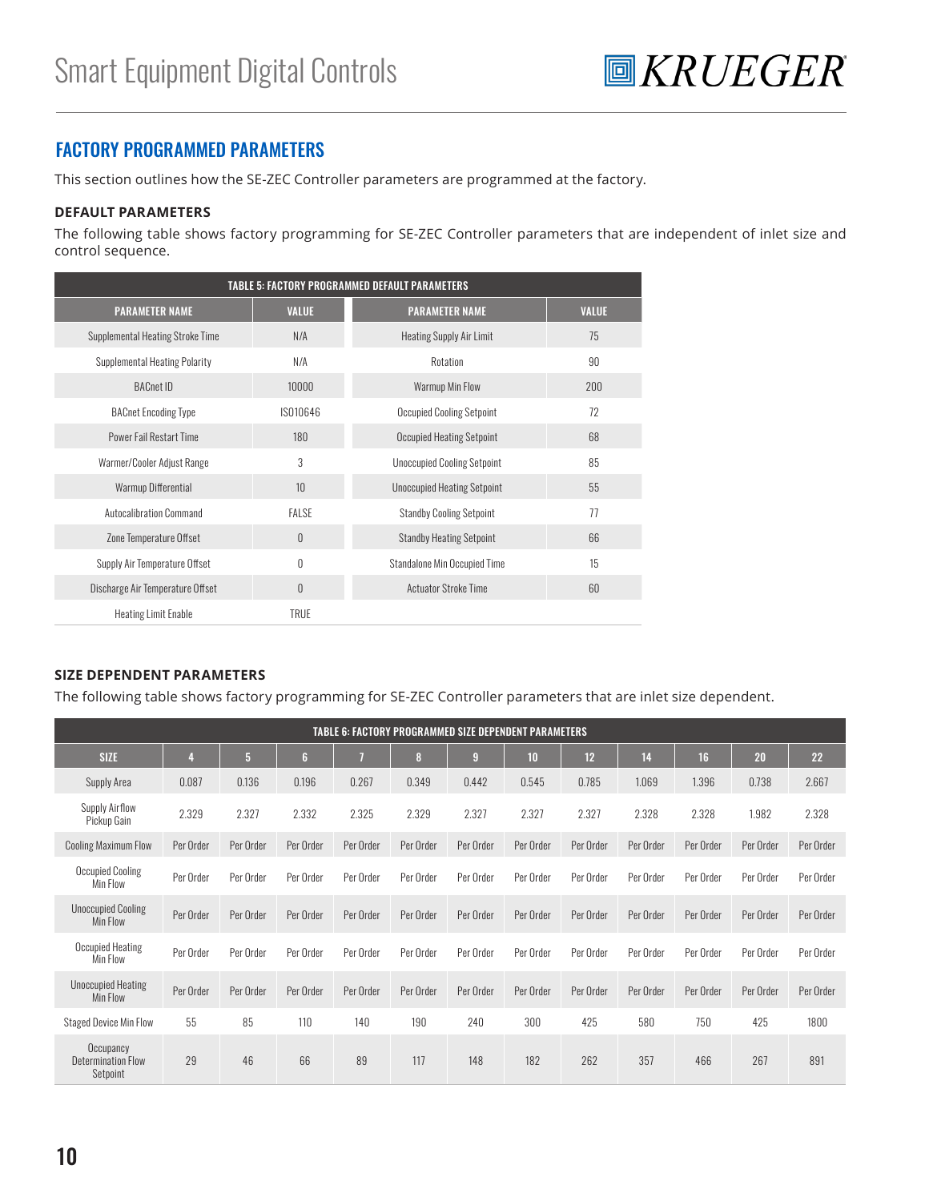## FACTORY PROGRAMMED PARAMETERS

This section outlines how the SE-ZEC Controller parameters are programmed at the factory.

### DEFAULT PARAMETERS

The following table shows factory programming for SE-ZEC Controller parameters that are independent of inlet size and control sequence.

| TABLE 5: FACTORY PROGRAMMED DEFAULT PARAMETERS | | | |
|---|---|---|---|
| **PARAMETER NAME** | **VALUE** | **PARAMETER NAME** | **VALUE** |
| Supplemental Heating Stroke Time | N/A | Heating Supply Air Limit | 75 |
| Supplemental Heating Polarity | N/A | Rotation | 90 |
| BACnet ID | 10000 | Warmup Min Flow | 200 |
| BACnet Encoding Type | IS010646 | Occupied Cooling Setpoint | 72 |
| Power Fail Restart Time | 180 | Occupied Heating Setpoint | 68 |
| Warmer/Cooler Adjust Range | 3 | Unoccupied Cooling Setpoint | 85 |
| Warmup Differential | 10 | Unoccupied Heating Setpoint | 55 |
| Autocalibration Command | FALSE | Standby Cooling Setpoint | 77 |
| Zone Temperature Offset | 0 | Standby Heating Setpoint | 66 |
| Supply Air Temperature Offset | 0 | Standalone Min Occupied Time | 15 |
| Discharge Air Temperature Offset | 0 | Actuator Stroke Time | 60 |
| Heating Limit Enable | TRUE | | |

### SIZE DEPENDENT PARAMETERS

The following table shows factory programming for SE-ZEC Controller parameters that are inlet size dependent.

| TABLE 6: FACTORY PROGRAMMED SIZE DEPENDENT PARAMETERS | | | | | | | | | | | | |
|---|---|---|---|---|---|---|---|---|---|---|---|---|
| **SIZE** | **4** | **5** | **6** | **7** | **8** | **9** | **10** | **12** | **14** | **16** | **20** | **22** |
| Supply Area | 0.087 | 0.136 | 0.196 | 0.267 | 0.349 | 0.442 | 0.545 | 0.785 | 1.069 | 1.396 | 0.738 | 2.667 |
| Supply Airflow Pickup Gain | 2.329 | 2.327 | 2.332 | 2.325 | 2.329 | 2.327 | 2.327 | 2.327 | 2.328 | 2.328 | 1.982 | 2.328 |
| Cooling Maximum Flow | Per Order | Per Order | Per Order | Per Order | Per Order | Per Order | Per Order | Per Order | Per Order | Per Order | Per Order | Per Order |
| Occupied Cooling Min Flow | Per Order | Per Order | Per Order | Per Order | Per Order | Per Order | Per Order | Per Order | Per Order | Per Order | Per Order | Per Order |
| Unoccupied Cooling Min Flow | Per Order | Per Order | Per Order | Per Order | Per Order | Per Order | Per Order | Per Order | Per Order | Per Order | Per Order | Per Order |
| Occupied Heating Min Flow | Per Order | Per Order | Per Order | Per Order | Per Order | Per Order | Per Order | Per Order | Per Order | Per Order | Per Order | Per Order |
| Unoccupied Heating Min Flow | Per Order | Per Order | Per Order | Per Order | Per Order | Per Order | Per Order | Per Order | Per Order | Per Order | Per Order | Per Order |
| Staged Device Min Flow | 55 | 85 | 110 | 140 | 190 | 240 | 300 | 425 | 580 | 750 | 425 | 1800 |
| Occupancy Determination Flow Setpoint | 29 | 46 | 66 | 89 | 117 | 148 | 182 | 262 | 357 | 466 | 267 | 891 |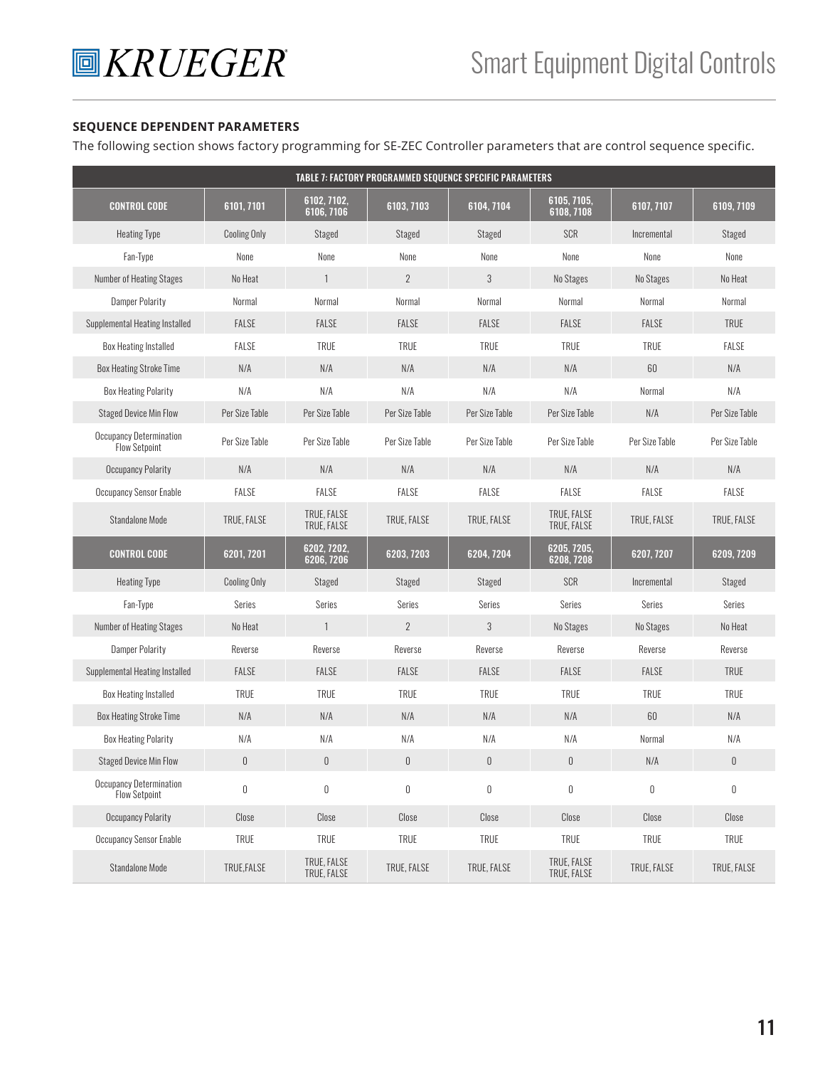### SEQUENCE DEPENDENT PARAMETERS

The following section shows factory programming for SE-ZEC Controller parameters that are control sequence specific.

**TABLE 7: FACTORY PROGRAMMED SEQUENCE SPECIFIC PARAMETERS**

| CONTROL CODE | 6101, 7101 | 6102, 7102, 6106, 7106 | 6103, 7103 | 6104, 7104 | 6105, 7105, 6108, 7108 | 6107, 7107 | 6109, 7109 |
|---|---|---|---|---|---|---|---|
| Heating Type | Cooling Only | Staged | Staged | Staged | SCR | Incremental | Staged |
| Fan-Type | None | None | None | None | None | None | None |
| Number of Heating Stages | No Heat | 1 | 2 | 3 | No Stages | No Stages | No Heat |
| Damper Polarity | Normal | Normal | Normal | Normal | Normal | Normal | Normal |
| Supplemental Heating Installed | FALSE | FALSE | FALSE | FALSE | FALSE | FALSE | TRUE |
| Box Heating Installed | FALSE | TRUE | TRUE | TRUE | TRUE | TRUE | FALSE |
| Box Heating Stroke Time | N/A | N/A | N/A | N/A | N/A | 60 | N/A |
| Box Heating Polarity | N/A | N/A | N/A | N/A | N/A | Normal | N/A |
| Staged Device Min Flow | Per Size Table | Per Size Table | Per Size Table | Per Size Table | Per Size Table | N/A | Per Size Table |
| Occupancy Determination Flow Setpoint | Per Size Table | Per Size Table | Per Size Table | Per Size Table | Per Size Table | Per Size Table | Per Size Table |
| Occupancy Polarity | N/A | N/A | N/A | N/A | N/A | N/A | N/A |
| Occupancy Sensor Enable | FALSE | FALSE | FALSE | FALSE | FALSE | FALSE | FALSE |
| Standalone Mode | TRUE, FALSE | TRUE, FALSE TRUE, FALSE | TRUE, FALSE | TRUE, FALSE | TRUE, FALSE TRUE, FALSE | TRUE, FALSE | TRUE, FALSE |
| **CONTROL CODE** | **6201, 7201** | **6202, 7202, 6206, 7206** | **6203, 7203** | **6204, 7204** | **6205, 7205, 6208, 7208** | **6207, 7207** | **6209, 7209** |
| Heating Type | Cooling Only | Staged | Staged | Staged | SCR | Incremental | Staged |
| Fan-Type | Series | Series | Series | Series | Series | Series | Series |
| Number of Heating Stages | No Heat | 1 | 2 | 3 | No Stages | No Stages | No Heat |
| Damper Polarity | Reverse | Reverse | Reverse | Reverse | Reverse | Reverse | Reverse |
| Supplemental Heating Installed | FALSE | FALSE | FALSE | FALSE | FALSE | FALSE | TRUE |
| Box Heating Installed | TRUE | TRUE | TRUE | TRUE | TRUE | TRUE | TRUE |
| Box Heating Stroke Time | N/A | N/A | N/A | N/A | N/A | 60 | N/A |
| Box Heating Polarity | N/A | N/A | N/A | N/A | N/A | Normal | N/A |
| Staged Device Min Flow | 0 | 0 | 0 | 0 | 0 | N/A | 0 |
| Occupancy Determination Flow Setpoint | 0 | 0 | 0 | 0 | 0 | 0 | 0 |
| Occupancy Polarity | Close | Close | Close | Close | Close | Close | Close |
| Occupancy Sensor Enable | TRUE | TRUE | TRUE | TRUE | TRUE | TRUE | TRUE |
| Standalone Mode | TRUE,FALSE | TRUE, FALSE TRUE, FALSE | TRUE, FALSE | TRUE, FALSE | TRUE, FALSE TRUE, FALSE | TRUE, FALSE | TRUE, FALSE |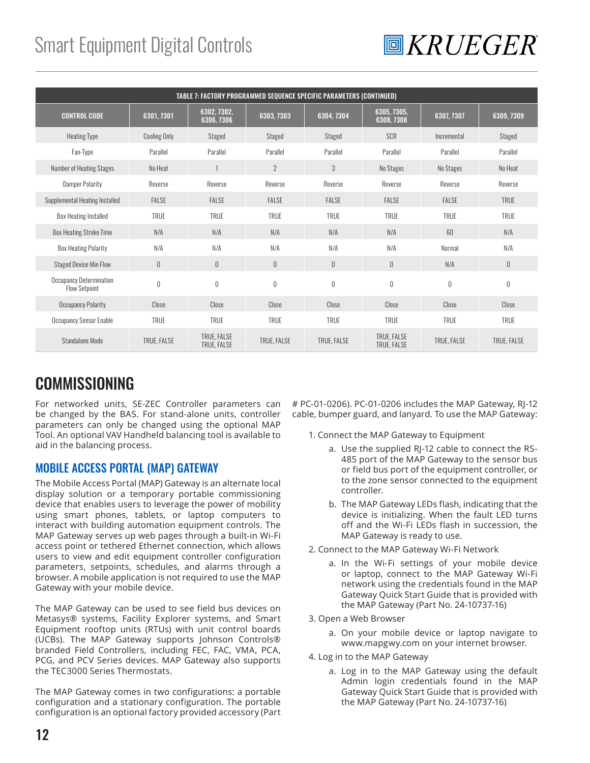| TABLE 7: FACTORY PROGRAMMED SEQUENCE SPECIFIC PARAMETERS (CONTINUED) | | | | | | | |
|---|---|---|---|---|---|---|---|
| CONTROL CODE | 6301, 7301 | 6302, 7302, 6306, 7306 | 6303, 7303 | 6304, 7304 | 6305, 7305, 6308, 7308 | 6307, 7307 | 6309, 7309 |
| Heating Type | Cooling Only | Staged | Staged | Staged | SCR | Incremental | Staged |
| Fan-Type | Parallel | Parallel | Parallel | Parallel | Parallel | Parallel | Parallel |
| Number of Heating Stages | No Heat | 1 | 2 | 3 | No Stages | No Stages | No Heat |
| Damper Polarity | Reverse | Reverse | Reverse | Reverse | Reverse | Reverse | Reverse |
| Supplemental Heating Installed | FALSE | FALSE | FALSE | FALSE | FALSE | FALSE | TRUE |
| Box Heating Installed | TRUE | TRUE | TRUE | TRUE | TRUE | TRUE | TRUE |
| Box Heating Stroke Time | N/A | N/A | N/A | N/A | N/A | 60 | N/A |
| Box Heating Polarity | N/A | N/A | N/A | N/A | N/A | Normal | N/A |
| Staged Device Min Flow | 0 | 0 | 0 | 0 | 0 | N/A | 0 |
| Occupancy Determination Flow Setpoint | 0 | 0 | 0 | 0 | 0 | 0 | 0 |
| Occupancy Polarity | Close | Close | Close | Close | Close | Close | Close |
| Occupancy Sensor Enable | TRUE | TRUE | TRUE | TRUE | TRUE | TRUE | TRUE |
| Standalone Mode | TRUE, FALSE | TRUE, FALSE TRUE, FALSE | TRUE, FALSE | TRUE, FALSE | TRUE, FALSE TRUE, FALSE | TRUE, FALSE | TRUE, FALSE |

# COMMISSIONING

For networked units, SE-ZEC Controller parameters can be changed by the BAS. For stand-alone units, controller parameters can only be changed using the optional MAP Tool. An optional VAV Handheld balancing tool is available to aid in the balancing process.

## MOBILE ACCESS PORTAL (MAP) GATEWAY

The Mobile Access Portal (MAP) Gateway is an alternate local display solution or a temporary portable commissioning device that enables users to leverage the power of mobility using smart phones, tablets, or laptop computers to interact with building automation equipment controls. The MAP Gateway serves up web pages through a built-in Wi-Fi access point or tethered Ethernet connection, which allows users to view and edit equipment controller configuration parameters, setpoints, schedules, and alarms through a browser. A mobile application is not required to use the MAP Gateway with your mobile device.

The MAP Gateway can be used to see field bus devices on Metasys® systems, Facility Explorer systems, and Smart Equipment rooftop units (RTUs) with unit control boards (UCBs). The MAP Gateway supports Johnson Controls® branded Field Controllers, including FEC, FAC, VMA, PCA, PCG, and PCV Series devices. MAP Gateway also supports the TEC3000 Series Thermostats.

The MAP Gateway comes in two configurations: a portable configuration and a stationary configuration. The portable configuration is an optional factory provided accessory (Part # PC-01-0206). PC-01-0206 includes the MAP Gateway, RJ-12 cable, bumper guard, and lanyard. To use the MAP Gateway:

1. Connect the MAP Gateway to Equipment
   a. Use the supplied RJ-12 cable to connect the RS-485 port of the MAP Gateway to the sensor bus or field bus port of the equipment controller, or to the zone sensor connected to the equipment controller.
   b. The MAP Gateway LEDs flash, indicating that the device is initializing. When the fault LED turns off and the Wi-Fi LEDs flash in succession, the MAP Gateway is ready to use.
2. Connect to the MAP Gateway Wi-Fi Network
   a. In the Wi-Fi settings of your mobile device or laptop, connect to the MAP Gateway Wi-Fi network using the credentials found in the MAP Gateway Quick Start Guide that is provided with the MAP Gateway (Part No. 24-10737-16)
3. Open a Web Browser
   a. On your mobile device or laptop navigate to www.mapgwy.com on your internet browser.
4. Log in to the MAP Gateway
   a. Log in to the MAP Gateway using the default Admin login credentials found in the MAP Gateway Quick Start Guide that is provided with the MAP Gateway (Part No. 24-10737-16)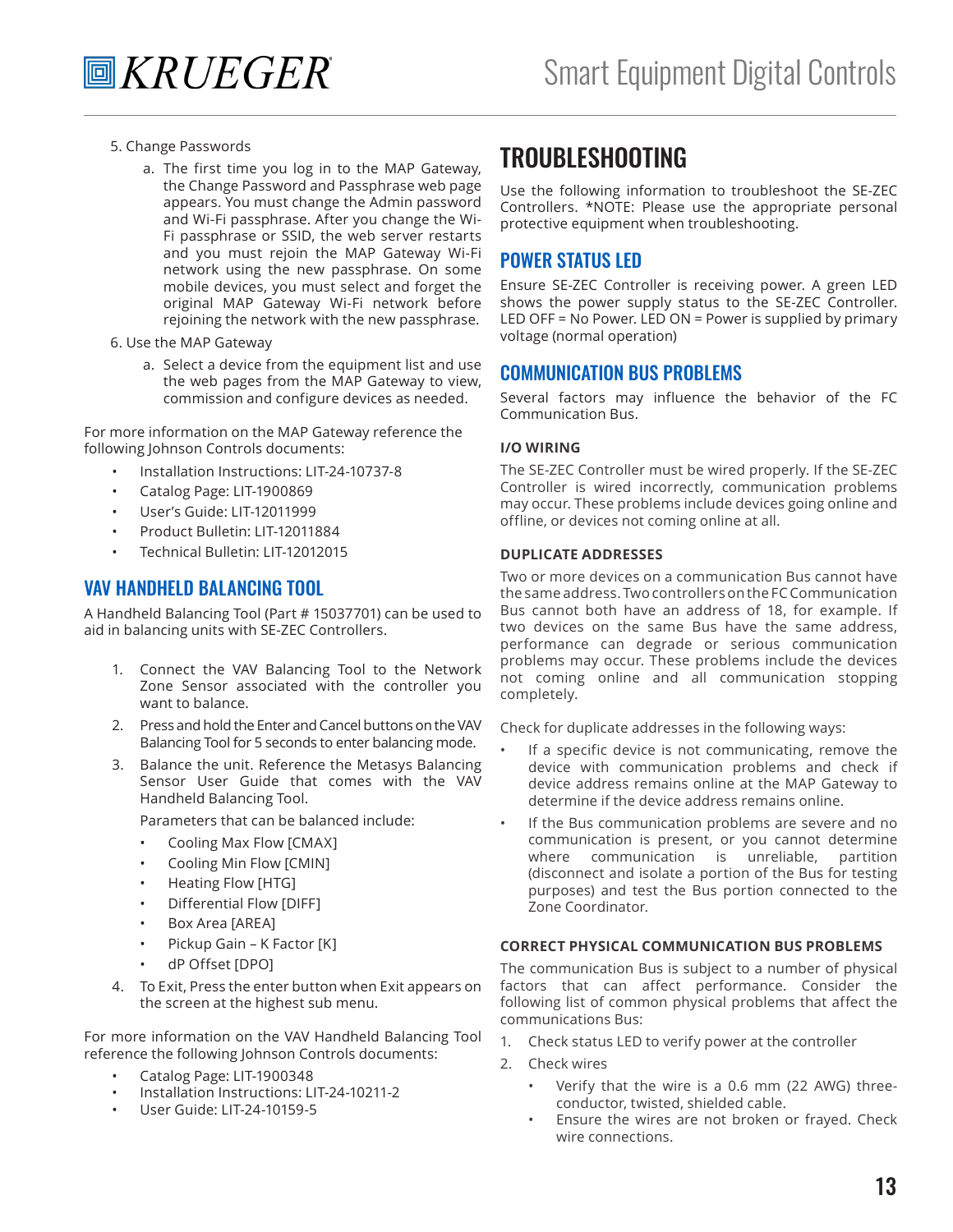5. Change Passwords

    a. The first time you log in to the MAP Gateway, the Change Password and Passphrase web page appears. You must change the Admin password and Wi-Fi passphrase. After you change the Wi-Fi passphrase or SSID, the web server restarts and you must rejoin the MAP Gateway Wi-Fi network using the new passphrase. On some mobile devices, you must select and forget the original MAP Gateway Wi-Fi network before rejoining the network with the new passphrase.

6. Use the MAP Gateway

    a. Select a device from the equipment list and use the web pages from the MAP Gateway to view, commission and configure devices as needed.

For more information on the MAP Gateway reference the following Johnson Controls documents:

- Installation Instructions: LIT-24-10737-8
- Catalog Page: LIT-1900869
- User's Guide: LIT-12011999
- Product Bulletin: LIT-12011884
- Technical Bulletin: LIT-12012015

## VAV HANDHELD BALANCING TOOL

A Handheld Balancing Tool (Part # 15037701) can be used to aid in balancing units with SE-ZEC Controllers.

1. Connect the VAV Balancing Tool to the Network Zone Sensor associated with the controller you want to balance.
2. Press and hold the Enter and Cancel buttons on the VAV Balancing Tool for 5 seconds to enter balancing mode.
3. Balance the unit. Reference the Metasys Balancing Sensor User Guide that comes with the VAV Handheld Balancing Tool.

    Parameters that can be balanced include:

    - Cooling Max Flow [CMAX]
    - Cooling Min Flow [CMIN]
    - Heating Flow [HTG]
    - Differential Flow [DIFF]
    - Box Area [AREA]
    - Pickup Gain – K Factor [K]
    - dP Offset [DPO]

4. To Exit, Press the enter button when Exit appears on the screen at the highest sub menu.

For more information on the VAV Handheld Balancing Tool reference the following Johnson Controls documents:

- Catalog Page: LIT-1900348
- Installation Instructions: LIT-24-10211-2
- User Guide: LIT-24-10159-5

# TROUBLESHOOTING

Use the following information to troubleshoot the SE-ZEC Controllers. *NOTE: Please use the appropriate personal protective equipment when troubleshooting.

## POWER STATUS LED

Ensure SE-ZEC Controller is receiving power. A green LED shows the power supply status to the SE-ZEC Controller. LED OFF = No Power. LED ON = Power is supplied by primary voltage (normal operation)

## COMMUNICATION BUS PROBLEMS

Several factors may influence the behavior of the FC Communication Bus.

### I/O WIRING

The SE-ZEC Controller must be wired properly. If the SE-ZEC Controller is wired incorrectly, communication problems may occur. These problems include devices going online and offline, or devices not coming online at all.

### DUPLICATE ADDRESSES

Two or more devices on a communication Bus cannot have the same address. Two controllers on the FC Communication Bus cannot both have an address of 18, for example. If two devices on the same Bus have the same address, performance can degrade or serious communication problems may occur. These problems include the devices not coming online and all communication stopping completely.

Check for duplicate addresses in the following ways:

- If a specific device is not communicating, remove the device with communication problems and check if device address remains online at the MAP Gateway to determine if the device address remains online.
- If the Bus communication problems are severe and no communication is present, or you cannot determine where communication is unreliable, partition (disconnect and isolate a portion of the Bus for testing purposes) and test the Bus portion connected to the Zone Coordinator.

### CORRECT PHYSICAL COMMUNICATION BUS PROBLEMS

The communication Bus is subject to a number of physical factors that can affect performance. Consider the following list of common physical problems that affect the communications Bus:

1. Check status LED to verify power at the controller
2. Check wires
    - Verify that the wire is a 0.6 mm (22 AWG) three-conductor, twisted, shielded cable.
    - Ensure the wires are not broken or frayed. Check wire connections.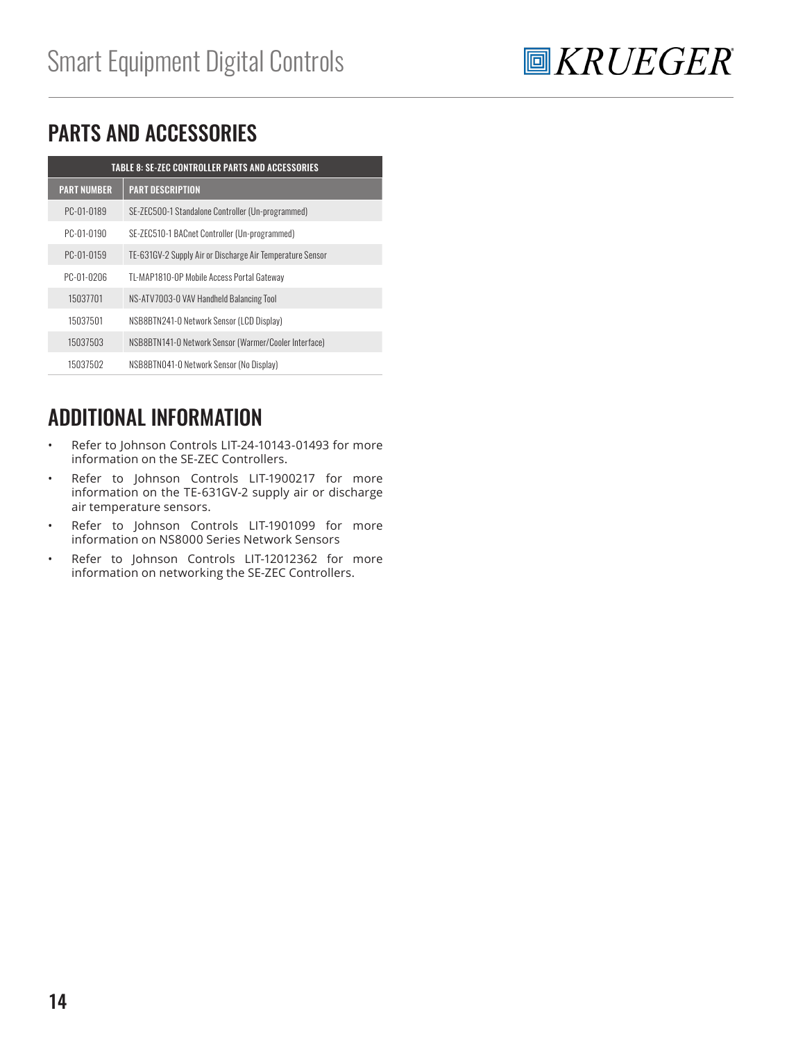## PARTS AND ACCESSORIES

| TABLE 8: SE-ZEC CONTROLLER PARTS AND ACCESSORIES | |
|---|---|
| **PART NUMBER** | **PART DESCRIPTION** |
| PC-01-0189 | SE-ZEC500-1 Standalone Controller (Un-programmed) |
| PC-01-0190 | SE-ZEC510-1 BACnet Controller (Un-programmed) |
| PC-01-0159 | TE-631GV-2 Supply Air or Discharge Air Temperature Sensor |
| PC-01-0206 | TL-MAP1810-0P Mobile Access Portal Gateway |
| 15037701 | NS-ATV7003-0 VAV Handheld Balancing Tool |
| 15037501 | NSB8BTN241-0 Network Sensor (LCD Display) |
| 15037503 | NSB8BTN141-0 Network Sensor (Warmer/Cooler Interface) |
| 15037502 | NSB8BTN041-0 Network Sensor (No Display) |

## ADDITIONAL INFORMATION

- Refer to Johnson Controls LIT-24-10143-01493 for more information on the SE-ZEC Controllers.
- Refer to Johnson Controls LIT-1900217 for more information on the TE-631GV-2 supply air or discharge air temperature sensors.
- Refer to Johnson Controls LIT-1901099 for more information on NS8000 Series Network Sensors
- Refer to Johnson Controls LIT-12012362 for more information on networking the SE-ZEC Controllers.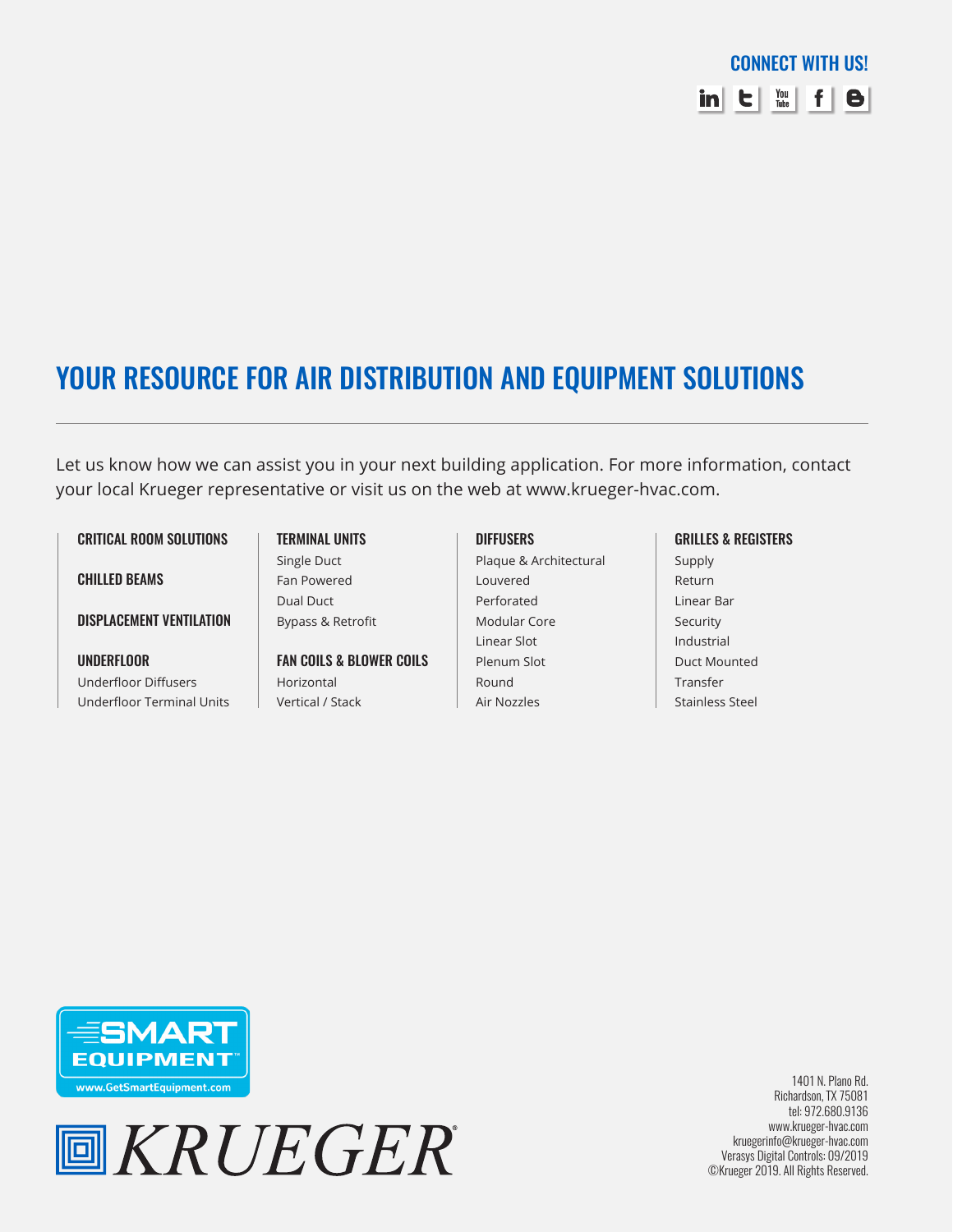CONNECT WITH US!

# YOUR RESOURCE FOR AIR DISTRIBUTION AND EQUIPMENT SOLUTIONS

Let us know how we can assist you in your next building application. For more information, contact your local Krueger representative or visit us on the web at www.krueger-hvac.com.

**CRITICAL ROOM SOLUTIONS**

**CHILLED BEAMS**

**DISPLACEMENT VENTILATION**

**UNDERFLOOR**
- Underfloor Diffusers
- Underfloor Terminal Units

**TERMINAL UNITS**
- Single Duct
- Fan Powered
- Dual Duct
- Bypass & Retrofit

**FAN COILS & BLOWER COILS**
- Horizontal
- Vertical / Stack

**DIFFUSERS**
- Plaque & Architectural
- Louvered
- Perforated
- Modular Core
- Linear Slot
- Plenum Slot
- Round
- Air Nozzles

**GRILLES & REGISTERS**
- Supply
- Return
- Linear Bar
- Security
- Industrial
- Duct Mounted
- Transfer
- Stainless Steel

SMART EQUIPMENT™
www.GetSmartEquipment.com

KRUEGER®

1401 N. Plano Rd.
Richardson, TX 75081
tel: 972.680.9136
www.krueger-hvac.com
kruegerinfo@krueger-hvac.com
Verasys Digital Controls: 09/2019
©Krueger 2019. All Rights Reserved.